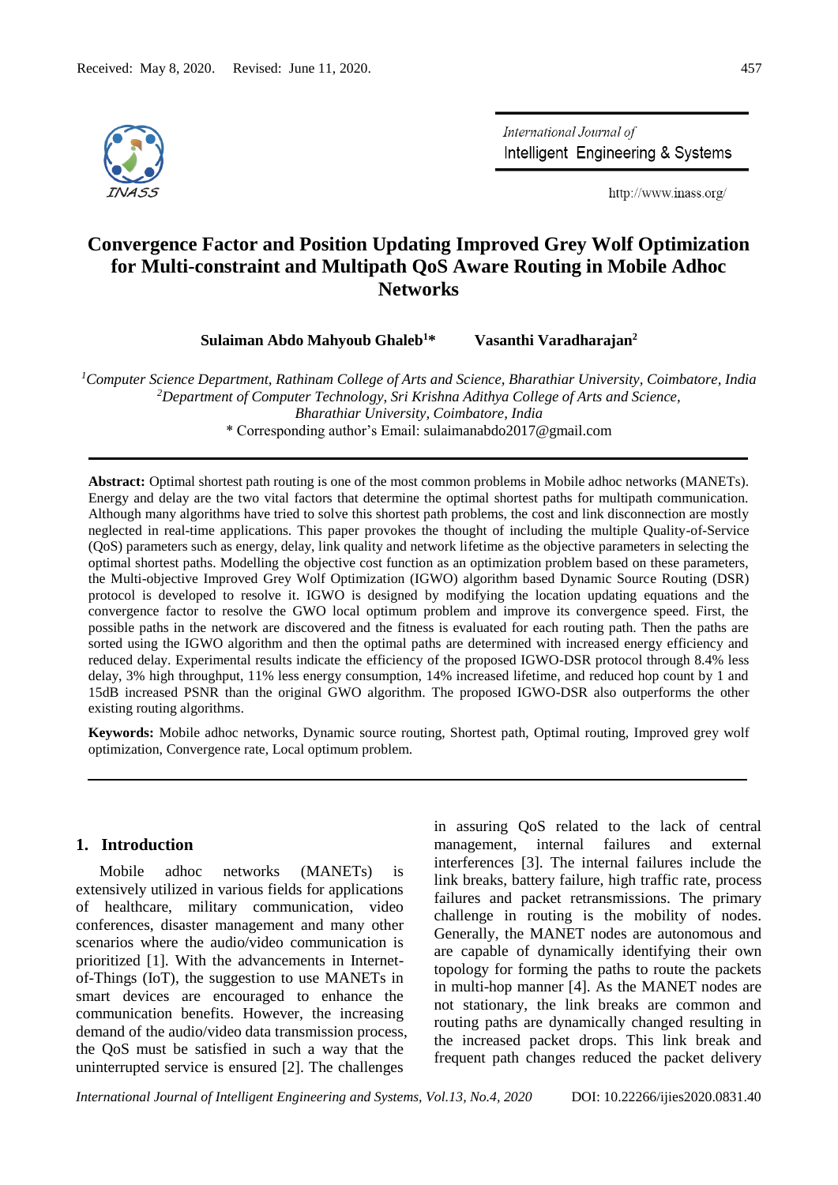Received: May 8, 2020. Revised: June 11, 2020.

# Convergence Factor and Position Updating Improved Grey Wolf Optimization for Multi-constraint and Multipath QoS Aware Routing in Mobile Adhoc Networks

**Sulaiman Abdo Mahyoub Ghaleb[1]*** **Vasanthi Varadharajan[2]**

[1] *Computer Science Department, Rathinam College of Arts and Science, Bharathiar University, Coimbatore, India*
[2] *Department of Computer Technology, Sri Krishna Adithya College of Arts and Science, Bharathiar University, Coimbatore, India*
\* Corresponding author's Email: sulaimanabdo2017@gmail.com

**Abstract:** Optimal shortest path routing is one of the most common problems in Mobile adhoc networks (MANETs). Energy and delay are the two vital factors that determine the optimal shortest paths for multipath communication. Although many algorithms have tried to solve this shortest path problems, the cost and link disconnection are mostly neglected in real-time applications. This paper provokes the thought of including the multiple Quality-of-Service (QoS) parameters such as energy, delay, link quality and network lifetime as the objective parameters in selecting the optimal shortest paths. Modelling the objective cost function as an optimization problem based on these parameters, the Multi-objective Improved Grey Wolf Optimization (IGWO) algorithm based Dynamic Source Routing (DSR) protocol is developed to resolve it. IGWO is designed by modifying the location updating equations and the convergence factor to resolve the GWO local optimum problem and improve its convergence speed. First, the possible paths in the network are discovered and the fitness is evaluated for each routing path. Then the paths are sorted using the IGWO algorithm and then the optimal paths are determined with increased energy efficiency and reduced delay. Experimental results indicate the efficiency of the proposed IGWO-DSR protocol through 8.4% less delay, 3% high throughput, 11% less energy consumption, 14% increased lifetime, and reduced hop count by 1 and 15dB increased PSNR than the original GWO algorithm. The proposed IGWO-DSR also outperforms the other existing routing algorithms.

**Keywords:** Mobile adhoc networks, Dynamic source routing, Shortest path, Optimal routing, Improved grey wolf optimization, Convergence rate, Local optimum problem.

## 1. Introduction

Mobile adhoc networks (MANETs) is extensively utilized in various fields for applications of healthcare, military communication, video conferences, disaster management and many other scenarios where the audio/video communication is prioritized [1]. With the advancements in Internet-of-Things (IoT), the suggestion to use MANETs in smart devices are encouraged to enhance the communication benefits. However, the increasing demand of the audio/video data transmission process, the QoS must be satisfied in such a way that the uninterrupted service is ensured [2]. The challenges in assuring QoS related to the lack of central management, internal failures and external interferences [3]. The internal failures include the link breaks, battery failure, high traffic rate, process failures and packet retransmissions. The primary challenge in routing is the mobility of nodes. Generally, the MANET nodes are autonomous and are capable of dynamically identifying their own topology for forming the paths to route the packets in multi-hop manner [4]. As the MANET nodes are not stationary, the link breaks are common and routing paths are dynamically changed resulting in the increased packet drops. This link break and frequent path changes reduced the packet delivery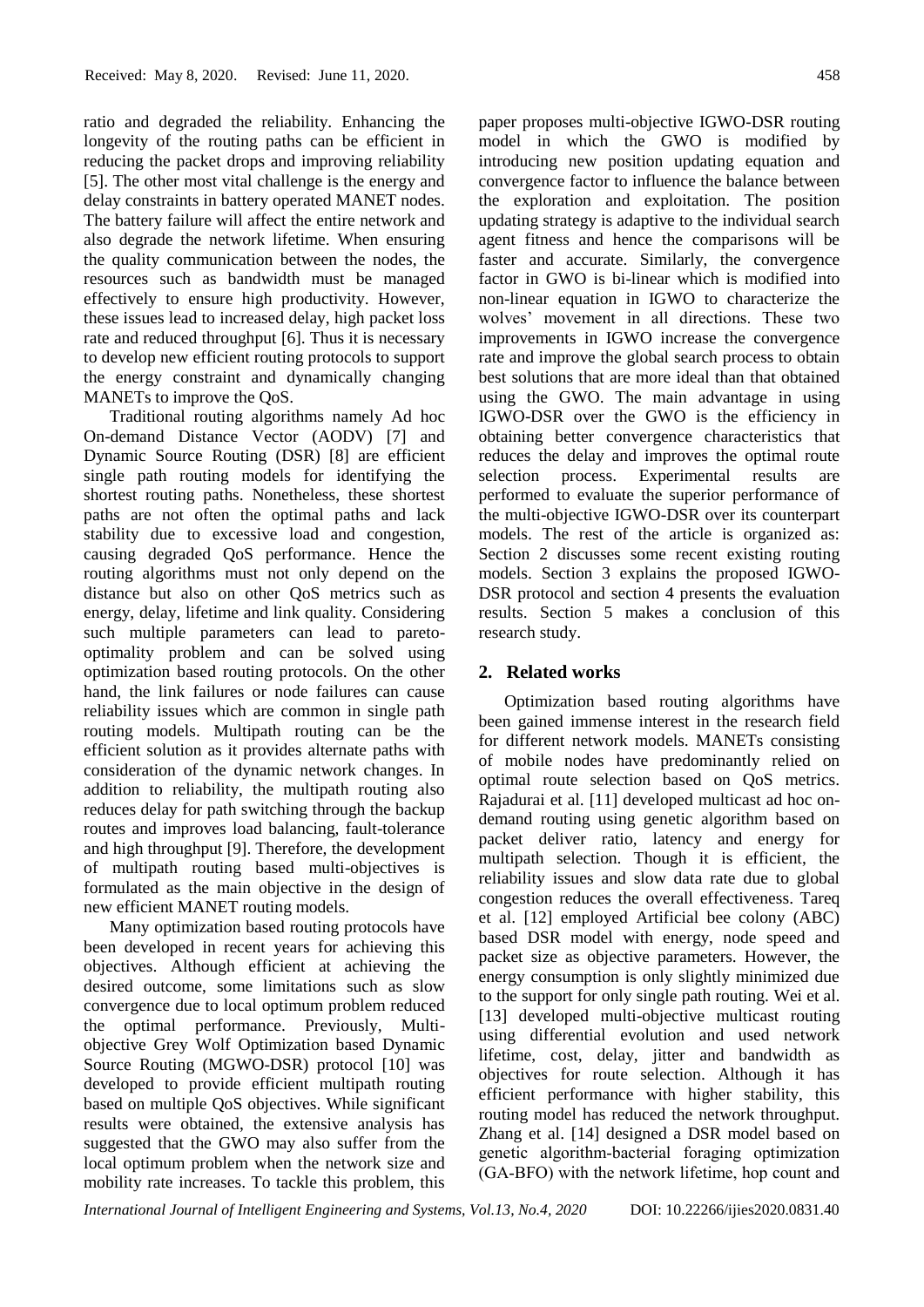ratio and degraded the reliability. Enhancing the longevity of the routing paths can be efficient in reducing the packet drops and improving reliability [5]. The other most vital challenge is the energy and delay constraints in battery operated MANET nodes. The battery failure will affect the entire network and also degrade the network lifetime. When ensuring the quality communication between the nodes, the resources such as bandwidth must be managed effectively to ensure high productivity. However, these issues lead to increased delay, high packet loss rate and reduced throughput [6]. Thus it is necessary to develop new efficient routing protocols to support the energy constraint and dynamically changing MANETs to improve the QoS.

Traditional routing algorithms namely Ad hoc On-demand Distance Vector (AODV) [7] and Dynamic Source Routing (DSR) [8] are efficient single path routing models for identifying the shortest routing paths. Nonetheless, these shortest paths are not often the optimal paths and lack stability due to excessive load and congestion, causing degraded QoS performance. Hence the routing algorithms must not only depend on the distance but also on other QoS metrics such as energy, delay, lifetime and link quality. Considering such multiple parameters can lead to pareto-optimality problem and can be solved using optimization based routing protocols. On the other hand, the link failures or node failures can cause reliability issues which are common in single path routing models. Multipath routing can be the efficient solution as it provides alternate paths with consideration of the dynamic network changes. In addition to reliability, the multipath routing also reduces delay for path switching through the backup routes and improves load balancing, fault-tolerance and high throughput [9]. Therefore, the development of multipath routing based multi-objectives is formulated as the main objective in the design of new efficient MANET routing models.

Many optimization based routing protocols have been developed in recent years for achieving this objectives. Although efficient at achieving the desired outcome, some limitations such as slow convergence due to local optimum problem reduced the optimal performance. Previously, Multi-objective Grey Wolf Optimization based Dynamic Source Routing (MGWO-DSR) protocol [10] was developed to provide efficient multipath routing based on multiple QoS objectives. While significant results were obtained, the extensive analysis has suggested that the GWO may also suffer from the local optimum problem when the network size and mobility rate increases. To tackle this problem, this paper proposes multi-objective IGWO-DSR routing model in which the GWO is modified by introducing new position updating equation and convergence factor to influence the balance between the exploration and exploitation. The position updating strategy is adaptive to the individual search agent fitness and hence the comparisons will be faster and accurate. Similarly, the convergence factor in GWO is bi-linear which is modified into non-linear equation in IGWO to characterize the wolves' movement in all directions. These two improvements in IGWO increase the convergence rate and improve the global search process to obtain best solutions that are more ideal than that obtained using the GWO. The main advantage in using IGWO-DSR over the GWO is the efficiency in obtaining better convergence characteristics that reduces the delay and improves the optimal route selection process. Experimental results are performed to evaluate the superior performance of the multi-objective IGWO-DSR over its counterpart models. The rest of the article is organized as: Section 2 discusses some recent existing routing models. Section 3 explains the proposed IGWO-DSR protocol and section 4 presents the evaluation results. Section 5 makes a conclusion of this research study.

## 2. Related works

Optimization based routing algorithms have been gained immense interest in the research field for different network models. MANETs consisting of mobile nodes have predominantly relied on optimal route selection based on QoS metrics. Rajadurai et al. [11] developed multicast ad hoc on-demand routing using genetic algorithm based on packet deliver ratio, latency and energy for multipath selection. Though it is efficient, the reliability issues and slow data rate due to global congestion reduces the overall effectiveness. Tareq et al. [12] employed Artificial bee colony (ABC) based DSR model with energy, node speed and packet size as objective parameters. However, the energy consumption is only slightly minimized due to the support for only single path routing. Wei et al. [13] developed multi-objective multicast routing using differential evolution and used network lifetime, cost, delay, jitter and bandwidth as objectives for route selection. Although it has efficient performance with higher stability, this routing model has reduced the network throughput. Zhang et al. [14] designed a DSR model based on genetic algorithm-bacterial foraging optimization (GA-BFO) with the network lifetime, hop count and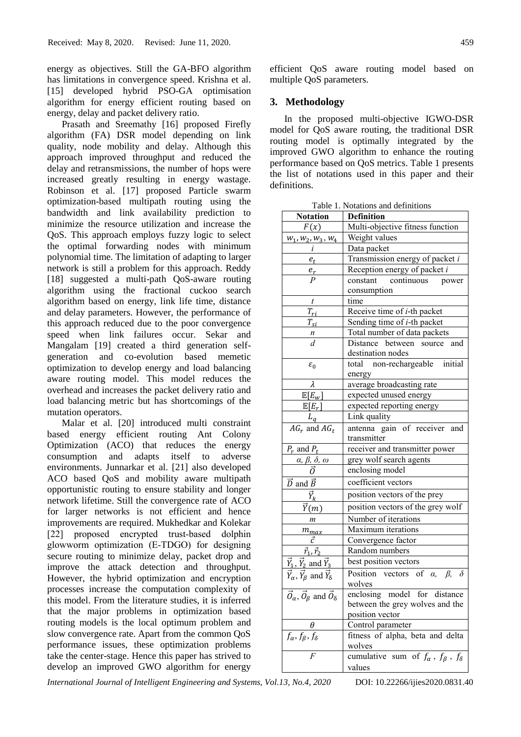energy as objectives. Still the GA-BFO algorithm has limitations in convergence speed. Krishna et al. [15] developed hybrid PSO-GA optimisation algorithm for energy efficient routing based on energy, delay and packet delivery ratio.

Prasath and Sreemathy [16] proposed Firefly algorithm (FA) DSR model depending on link quality, node mobility and delay. Although this approach improved throughput and reduced the delay and retransmissions, the number of hops were increased greatly resulting in energy wastage. Robinson et al. [17] proposed Particle swarm optimization-based multipath routing using the bandwidth and link availability prediction to minimize the resource utilization and increase the QoS. This approach employs fuzzy logic to select the optimal forwarding nodes with minimum polynomial time. The limitation of adapting to larger network is still a problem for this approach. Reddy [18] suggested a multi-path QoS-aware routing algorithm using the fractional cuckoo search algorithm based on energy, link life time, distance and delay parameters. However, the performance of this approach reduced due to the poor convergence speed when link failures occur. Sekar and Mangalam [19] created a third generation self-generation and co-evolution based memetic optimization to develop energy and load balancing aware routing model. This model reduces the overhead and increases the packet delivery ratio and load balancing metric but has shortcomings of the mutation operators.

Malar et al. [20] introduced multi constraint based energy efficient routing Ant Colony Optimization (ACO) that reduces the energy consumption and adapts itself to adverse environments. Junnarkar et al. [21] also developed ACO based QoS and mobility aware multipath opportunistic routing to ensure stability and longer network lifetime. Still the convergence rate of ACO for larger networks is not efficient and hence improvements are required. Mukhedkar and Kolekar [22] proposed encrypted trust-based dolphin glowworm optimization (E-TDGO) for designing secure routing to minimize delay, packet drop and improve the attack detection and throughput. However, the hybrid optimization and encryption processes increase the computation complexity of this model. From the literature studies, it is inferred that the major problems in optimization based routing models is the local optimum problem and slow convergence rate. Apart from the common QoS performance issues, these optimization problems take the center-stage. Hence this paper has strived to develop an improved GWO algorithm for energy efficient QoS aware routing model based on multiple QoS parameters.

## 3. Methodology

In the proposed multi-objective IGWO-DSR model for QoS aware routing, the traditional DSR routing model is optimally integrated by the improved GWO algorithm to enhance the routing performance based on QoS metrics. Table 1 presents the list of notations used in this paper and their definitions.

Table 1. Notations and definitions

| Notation | Definition |
|---|---|
| $F(x)$ | Multi-objective fitness function |
| $w_1, w_2, w_3, w_4$ | Weight values |
| $i$ | Data packet |
| $e_t$ | Transmission energy of packet $i$ |
| $e_r$ | Reception energy of packet $i$ |
| $P$ | constant continuous power consumption |
| $t$ | time |
| $T_{ri}$ | Receive time of $i$-th packet |
| $T_{si}$ | Sending time of $i$-th packet |
| $n$ | Total number of data packets |
| $d$ | Distance between source and destination nodes |
| $\varepsilon_0$ | total non-rechargeable initial energy |
| $\lambda$ | average broadcasting rate |
| $\mathbb{E}[E_w]$ | expected unused energy |
| $\mathbb{E}[E_r]$ | expected reporting energy |
| $L_q$ | Link quality |
| $AG_r$ and $AG_t$ | antenna gain of receiver and transmitter |
| $P_r$ and $P_t$ | receiver and transmitter power |
| $\alpha, \beta, \delta, \omega$ | grey wolf search agents |
| $\vec{O}$ | enclosing model |
| $\vec{D}$ and $\vec{B}$ | coefficient vectors |
| $\vec{Y}_k$ | position vectors of the prey |
| $\vec{Y}(m)$ | position vectors of the grey wolf |
| $m$ | Number of iterations |
| $m_{max}$ | Maximum iterations |
| $\vec{c}$ | Convergence factor |
| $\vec{r}_1, \vec{r}_2$ | Random numbers |
| $\vec{Y}_1, \vec{Y}_2$ and $\vec{Y}_3$ | best position vectors |
| $\vec{Y}_\alpha, \vec{Y}_\beta$ and $\vec{Y}_\delta$ | Position vectors of $\alpha$, $\beta$, $\delta$ wolves |
| $\vec{O}_\alpha, \vec{O}_\beta$ and $\vec{O}_\delta$ | enclosing model for distance between the grey wolves and the position vector |
| $\theta$ | Control parameter |
| $f_\alpha, f_\beta, f_\delta$ | fitness of alpha, beta and delta wolves |
| $F$ | cumulative sum of $f_\alpha$, $f_\beta$, $f_\delta$ values |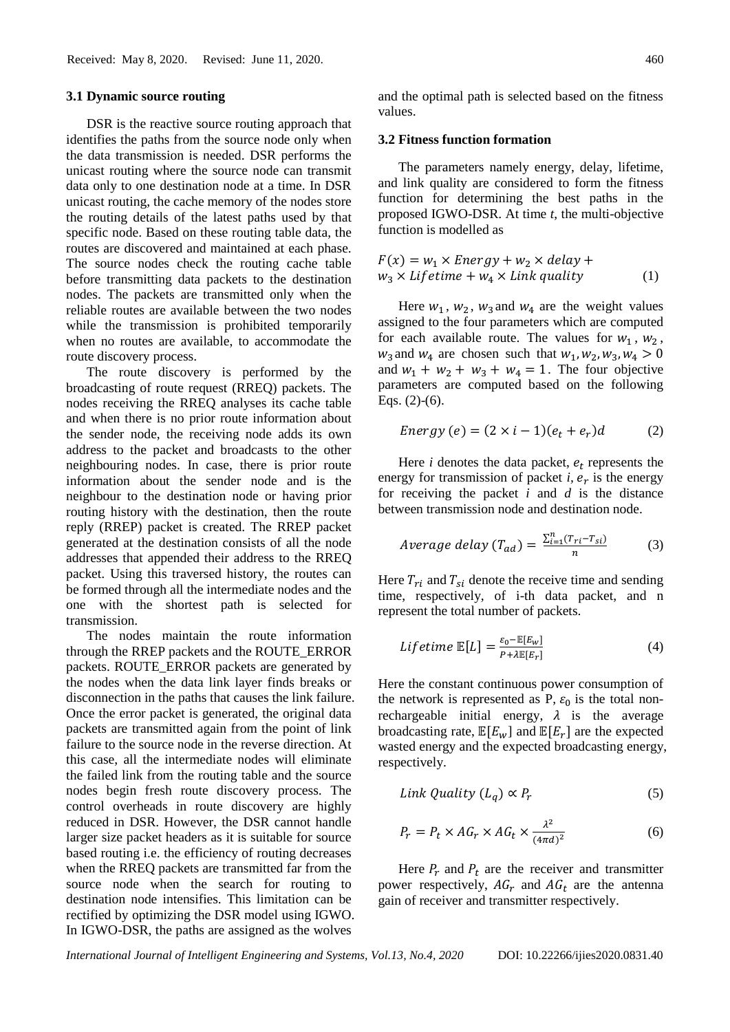### 3.1 Dynamic source routing

DSR is the reactive source routing approach that identifies the paths from the source node only when the data transmission is needed. DSR performs the unicast routing where the source node can transmit data only to one destination node at a time. In DSR unicast routing, the cache memory of the nodes store the routing details of the latest paths used by that specific node. Based on these routing table data, the routes are discovered and maintained at each phase. The source nodes check the routing cache table before transmitting data packets to the destination nodes. The packets are transmitted only when the reliable routes are available between the two nodes while the transmission is prohibited temporarily when no routes are available, to accommodate the route discovery process.

The route discovery is performed by the broadcasting of route request (RREQ) packets. The nodes receiving the RREQ analyses its cache table and when there is no prior route information about the sender node, the receiving node adds its own address to the packet and broadcasts to the other neighbouring nodes. In case, there is prior route information about the sender node and is the neighbour to the destination node or having prior routing history with the destination, then the route reply (RREP) packet is created. The RREP packet generated at the destination consists of all the node addresses that appended their address to the RREQ packet. Using this traversed history, the routes can be formed through all the intermediate nodes and the one with the shortest path is selected for transmission.

The nodes maintain the route information through the RREP packets and the ROUTE_ERROR packets. ROUTE_ERROR packets are generated by the nodes when the data link layer finds breaks or disconnection in the paths that causes the link failure. Once the error packet is generated, the original data packets are transmitted again from the point of link failure to the source node in the reverse direction. At this case, all the intermediate nodes will eliminate the failed link from the routing table and the source nodes begin fresh route discovery process. The control overheads in route discovery are highly reduced in DSR. However, the DSR cannot handle larger size packet headers as it is suitable for source based routing i.e. the efficiency of routing decreases when the RREQ packets are transmitted far from the source node when the search for routing to destination node intensifies. This limitation can be rectified by optimizing the DSR model using IGWO. In IGWO-DSR, the paths are assigned as the wolves and the optimal path is selected based on the fitness values.

### 3.2 Fitness function formation

The parameters namely energy, delay, lifetime, and link quality are considered to form the fitness function for determining the best paths in the proposed IGWO-DSR. At time *t*, the multi-objective function is modelled as

$$F(x) = w_1 \times Energy + w_2 \times delay + w_3 \times Lifetime + w_4 \times Link\ quality \tag{1}$$

Here $w_1$, $w_2$, $w_3$ and $w_4$ are the weight values assigned to the four parameters which are computed for each available route. The values for $w_1$, $w_2$, $w_3$ and $w_4$ are chosen such that $w_1, w_2, w_3, w_4 > 0$ and $w_1 + w_2 + w_3 + w_4 = 1$. The four objective parameters are computed based on the following Eqs. (2)-(6).

$$Energy\ (e) = (2 \times i - 1)(e_t + e_r)d \tag{2}$$

Here *i* denotes the data packet, $e_t$ represents the energy for transmission of packet *i*, $e_r$ is the energy for receiving the packet *i* and *d* is the distance between transmission node and destination node.

$$Average\ delay\ (T_{ad}) = \frac{\sum_{i=1}^{n}(T_{ri} - T_{si})}{n} \tag{3}$$

Here $T_{ri}$ and $T_{si}$ denote the receive time and sending time, respectively, of i-th data packet, and n represent the total number of packets.

$$Lifetime\ \mathbb{E}[L] = \frac{\varepsilon_0 - \mathbb{E}[E_w]}{P + \lambda \mathbb{E}[E_r]} \tag{4}$$

Here the constant continuous power consumption of the network is represented as P, $\varepsilon_0$ is the total non-rechargeable initial energy, $\lambda$ is the average broadcasting rate, $\mathbb{E}[E_w]$ and $\mathbb{E}[E_r]$ are the expected wasted energy and the expected broadcasting energy, respectively.

$$Link\ Quality\ (L_q) \propto P_r \tag{5}$$

$$P_r = P_t \times AG_r \times AG_t \times \frac{\lambda^2}{(4\pi d)^2} \tag{6}$$

Here $P_r$ and $P_t$ are the receiver and transmitter power respectively, $AG_r$ and $AG_t$ are the antenna gain of receiver and transmitter respectively.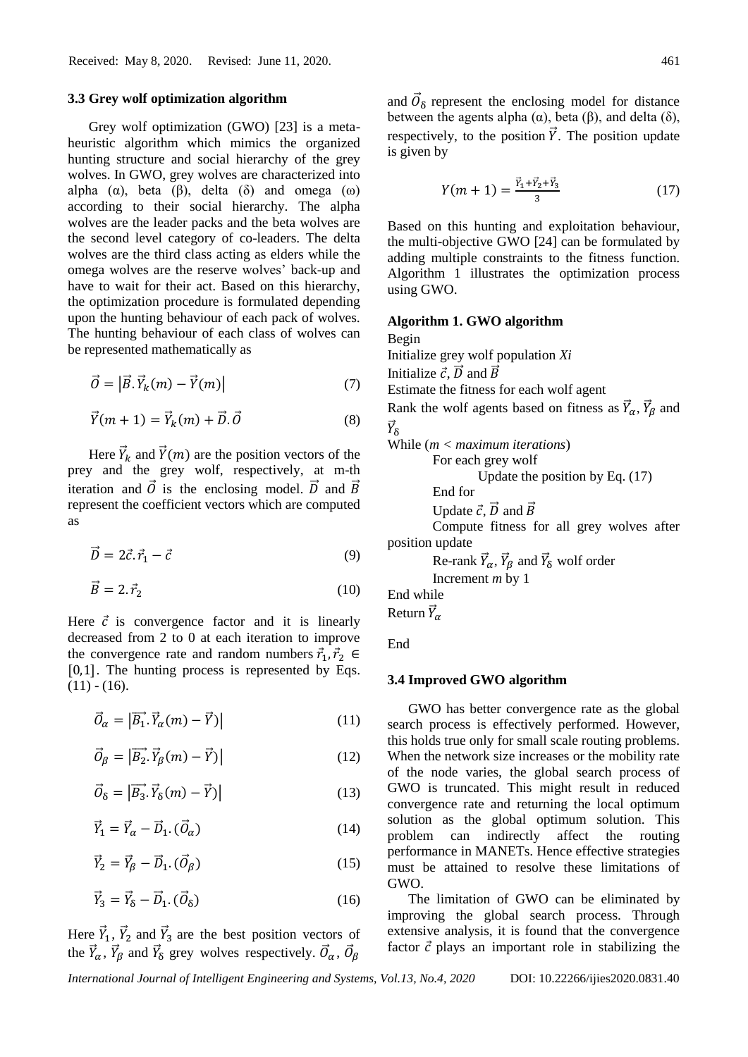### 3.3 Grey wolf optimization algorithm

Grey wolf optimization (GWO) [23] is a meta-heuristic algorithm which mimics the organized hunting structure and social hierarchy of the grey wolves. In GWO, grey wolves are characterized into alpha (α), beta (β), delta (δ) and omega (ω) according to their social hierarchy. The alpha wolves are the leader packs and the beta wolves are the second level category of co-leaders. The delta wolves are the third class acting as elders while the omega wolves are the reserve wolves' back-up and have to wait for their act. Based on this hierarchy, the optimization procedure is formulated depending upon the hunting behaviour of each pack of wolves. The hunting behaviour of each class of wolves can be represented mathematically as

$$\vec{O} = \left|\vec{B}.\vec{Y}_k(m) - \vec{Y}(m)\right| \tag{7}$$

$$\vec{Y}(m+1) = \vec{Y}_k(m) + \vec{D}.\vec{O} \tag{8}$$

Here $\vec{Y}_k$ and $\vec{Y}(m)$ are the position vectors of the prey and the grey wolf, respectively, at m-th iteration and $\vec{O}$ is the enclosing model. $\vec{D}$ and $\vec{B}$ represent the coefficient vectors which are computed as

$$\vec{D} = 2\vec{c}.\vec{r}_1 - \vec{c} \tag{9}$$

$$\vec{B} = 2.\vec{r}_2 \tag{10}$$

Here $\vec{c}$ is convergence factor and it is linearly decreased from 2 to 0 at each iteration to improve the convergence rate and random numbers $\vec{r}_1, \vec{r}_2 \in [0,1]$. The hunting process is represented by Eqs. (11) - (16).

$$\vec{O}_\alpha = \left|\vec{B_1}.\vec{Y}_\alpha(m) - \vec{Y})\right| \tag{11}$$

$$\vec{O}_\beta = \left|\vec{B_2}.\vec{Y}_\beta(m) - \vec{Y})\right| \tag{12}$$

$$\vec{O}_\delta = \left|\vec{B_3}.\vec{Y}_\delta(m) - \vec{Y})\right| \tag{13}$$

$$\vec{Y}_1 = \vec{Y}_\alpha - \vec{D}_1.(\vec{O}_\alpha) \tag{14}$$

$$\vec{Y}_2 = \vec{Y}_\beta - \vec{D}_1.(\vec{O}_\beta) \tag{15}$$

$$\vec{Y}_3 = \vec{Y}_\delta - \vec{D}_1.(\vec{O}_\delta) \tag{16}$$

Here $\vec{Y}_1$, $\vec{Y}_2$ and $\vec{Y}_3$ are the best position vectors of the $\vec{Y}_\alpha$, $\vec{Y}_\beta$ and $\vec{Y}_\delta$ grey wolves respectively. $\vec{O}_\alpha$, $\vec{O}_\beta$ and $\vec{O}_\delta$ represent the enclosing model for distance between the agents alpha (α), beta (β), and delta (δ), respectively, to the position $\vec{Y}$. The position update is given by

$$Y(m+1) = \frac{\vec{Y}_1 + \vec{Y}_2 + \vec{Y}_3}{3} \tag{17}$$

Based on this hunting and exploitation behaviour, the multi-objective GWO [24] can be formulated by adding multiple constraints to the fitness function. Algorithm 1 illustrates the optimization process using GWO.

**Algorithm 1. GWO algorithm**

Begin
Initialize grey wolf population *Xi*
Initialize $\vec{c}$, $\vec{D}$ and $\vec{B}$
Estimate the fitness for each wolf agent
Rank the wolf agents based on fitness as $\vec{Y}_\alpha$, $\vec{Y}_\beta$ and $\vec{Y}_\delta$
While (*m < maximum iterations*)
    For each grey wolf
        Update the position by Eq. (17)
    End for
    Update $\vec{c}$, $\vec{D}$ and $\vec{B}$
    Compute fitness for all grey wolves after position update
    Re-rank $\vec{Y}_\alpha$, $\vec{Y}_\beta$ and $\vec{Y}_\delta$ wolf order
    Increment *m* by 1
End while
Return $\vec{Y}_\alpha$

End

### 3.4 Improved GWO algorithm

GWO has better convergence rate as the global search process is effectively performed. However, this holds true only for small scale routing problems. When the network size increases or the mobility rate of the node varies, the global search process of GWO is truncated. This might result in reduced convergence rate and returning the local optimum solution as the global optimum solution. This problem can indirectly affect the routing performance in MANETs. Hence effective strategies must be attained to resolve these limitations of GWO.

The limitation of GWO can be eliminated by improving the global search process. Through extensive analysis, it is found that the convergence factor $\vec{c}$ plays an important role in stabilizing the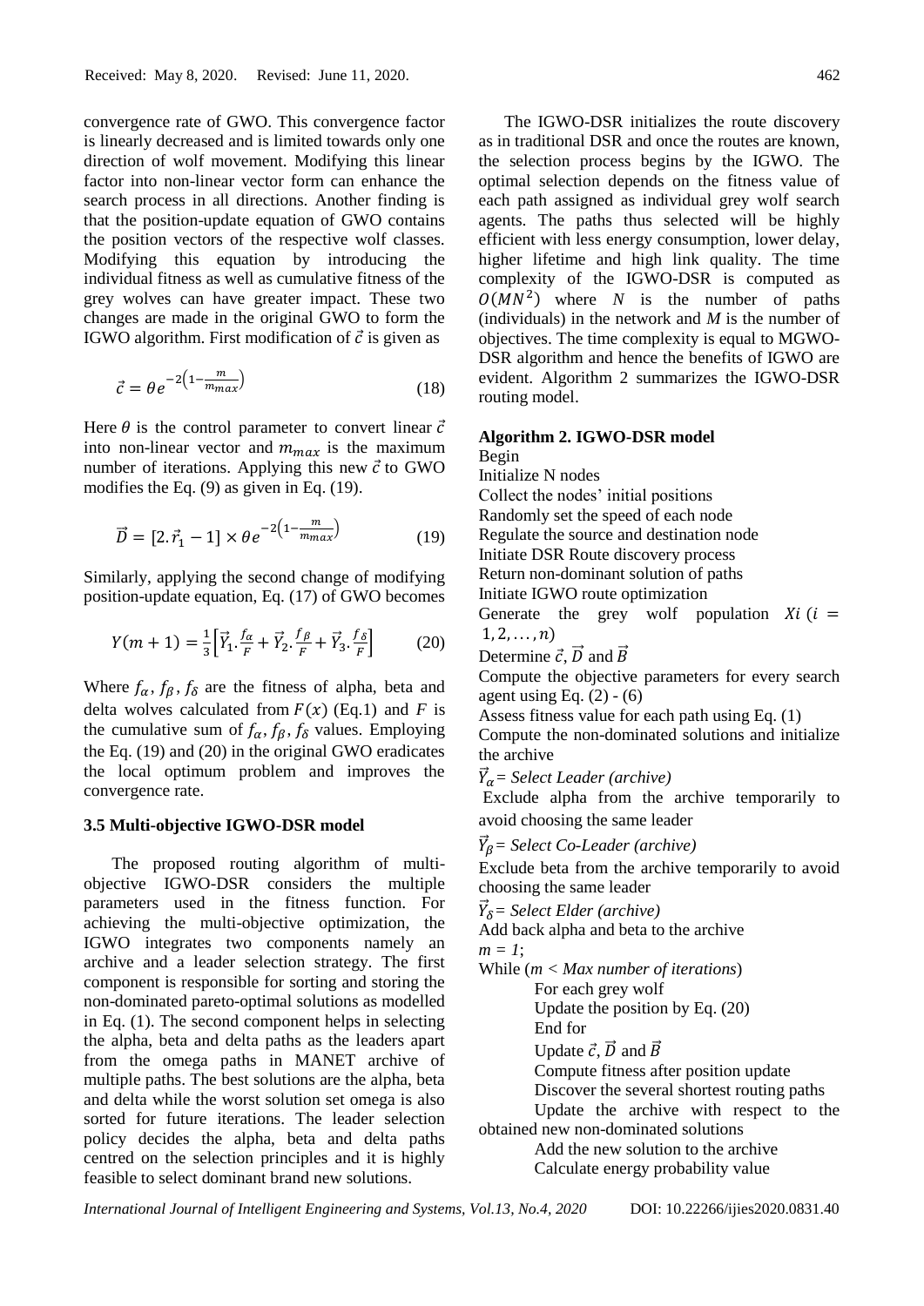convergence rate of GWO. This convergence factor is linearly decreased and is limited towards only one direction of wolf movement. Modifying this linear factor into non-linear vector form can enhance the search process in all directions. Another finding is that the position-update equation of GWO contains the position vectors of the respective wolf classes. Modifying this equation by introducing the individual fitness as well as cumulative fitness of the grey wolves can have greater impact. These two changes are made in the original GWO to form the IGWO algorithm. First modification of $\vec{c}$ is given as

$$\vec{c} = \theta e^{-2\left(1-\frac{m}{m_{max}}\right)} \tag{18}$$

Here $\theta$ is the control parameter to convert linear $\vec{c}$ into non-linear vector and $m_{max}$ is the maximum number of iterations. Applying this new $\vec{c}$ to GWO modifies the Eq. (9) as given in Eq. (19).

$$\vec{D} = [2.\vec{r}_1 - 1] \times \theta e^{-2\left(1-\frac{m}{m_{max}}\right)} \tag{19}$$

Similarly, applying the second change of modifying position-update equation, Eq. (17) of GWO becomes

$$Y(m+1) = \frac{1}{3}\left[\vec{Y}_1.\frac{f_\alpha}{F} + \vec{Y}_2.\frac{f_\beta}{F} + \vec{Y}_3.\frac{f_\delta}{F}\right] \tag{20}$$

Where $f_\alpha, f_\beta, f_\delta$ are the fitness of alpha, beta and delta wolves calculated from $F(x)$ (Eq.1) and $F$ is the cumulative sum of $f_\alpha, f_\beta, f_\delta$ values. Employing the Eq. (19) and (20) in the original GWO eradicates the local optimum problem and improves the convergence rate.

### 3.5 Multi-objective IGWO-DSR model

The proposed routing algorithm of multi-objective IGWO-DSR considers the multiple parameters used in the fitness function. For achieving the multi-objective optimization, the IGWO integrates two components namely an archive and a leader selection strategy. The first component is responsible for sorting and storing the non-dominated pareto-optimal solutions as modelled in Eq. (1). The second component helps in selecting the alpha, beta and delta paths as the leaders apart from the omega paths in MANET archive of multiple paths. The best solutions are the alpha, beta and delta while the worst solution set omega is also sorted for future iterations. The leader selection policy decides the alpha, beta and delta paths centred on the selection principles and it is highly feasible to select dominant brand new solutions.

The IGWO-DSR initializes the route discovery as in traditional DSR and once the routes are known, the selection process begins by the IGWO. The optimal selection depends on the fitness value of each path assigned as individual grey wolf search agents. The paths thus selected will be highly efficient with less energy consumption, lower delay, higher lifetime and high link quality. The time complexity of the IGWO-DSR is computed as $O(MN^2)$ where $N$ is the number of paths (individuals) in the network and $M$ is the number of objectives. The time complexity is equal to MGWO-DSR algorithm and hence the benefits of IGWO are evident. Algorithm 2 summarizes the IGWO-DSR routing model.

**Algorithm 2. IGWO-DSR model**

Begin
Initialize N nodes
Collect the nodes' initial positions
Randomly set the speed of each node
Regulate the source and destination node
Initiate DSR Route discovery process
Return non-dominant solution of paths
Initiate IGWO route optimization
Generate the grey wolf population $Xi\ (i = 1, 2, \ldots, n)$
Determine $\vec{c}$, $\vec{D}$ and $\vec{B}$
Compute the objective parameters for every search agent using Eq. (2) - (6)
Assess fitness value for each path using Eq. (1)
Compute the non-dominated solutions and initialize the archive
$\vec{Y}_\alpha$ = *Select Leader (archive)*
Exclude alpha from the archive temporarily to avoid choosing the same leader
$\vec{Y}_\beta$ = *Select Co-Leader (archive)*
Exclude beta from the archive temporarily to avoid choosing the same leader
$\vec{Y}_\delta$ = *Select Elder (archive)*
Add back alpha and beta to the archive
*m = 1*;
While (*m < Max number of iterations*)
    For each grey wolf
    Update the position by Eq. (20)
    End for
    Update $\vec{c}$, $\vec{D}$ and $\vec{B}$
    Compute fitness after position update
    Discover the several shortest routing paths
    Update the archive with respect to the obtained new non-dominated solutions
    Add the new solution to the archive
    Calculate energy probability value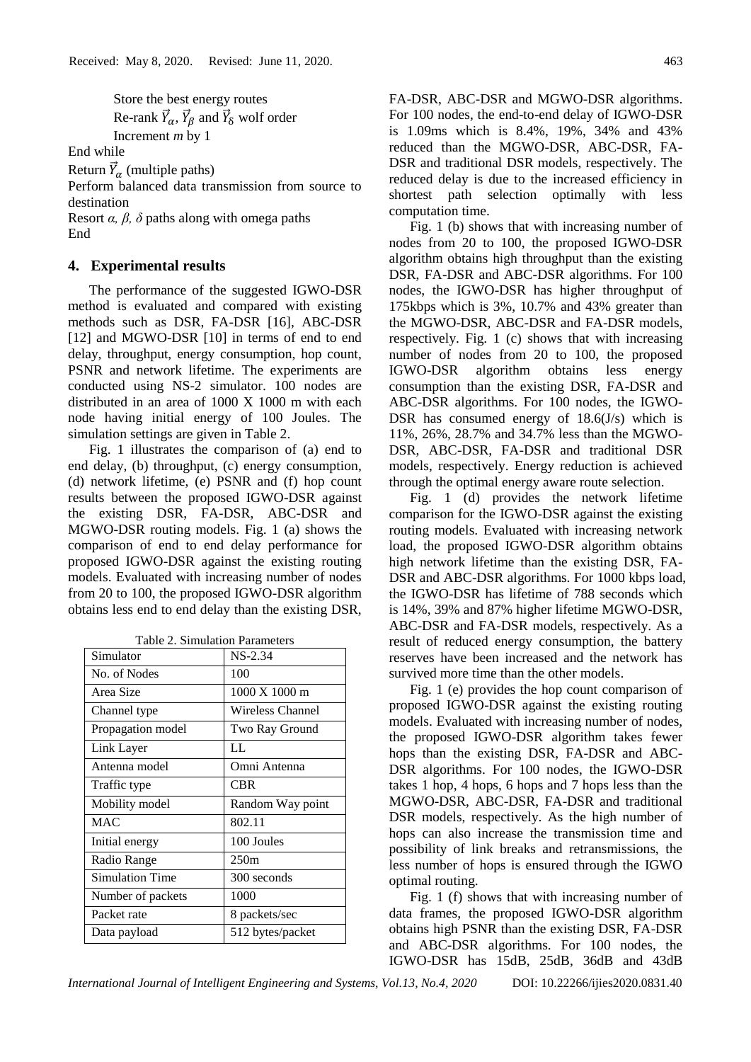Store the best energy routes

Re-rank $\vec{Y}_\alpha$, $\vec{Y}_\beta$ and $\vec{Y}_\delta$ wolf order

Increment *m* by 1

End while

Return $\vec{Y}_\alpha$ (multiple paths)

Perform balanced data transmission from source to destination

Resort *α, β, δ* paths along with omega paths

End

## 4. Experimental results

The performance of the suggested IGWO-DSR method is evaluated and compared with existing methods such as DSR, FA-DSR [16], ABC-DSR [12] and MGWO-DSR [10] in terms of end to end delay, throughput, energy consumption, hop count, PSNR and network lifetime. The experiments are conducted using NS-2 simulator. 100 nodes are distributed in an area of 1000 X 1000 m with each node having initial energy of 100 Joules. The simulation settings are given in Table 2.

Fig. 1 illustrates the comparison of (a) end to end delay, (b) throughput, (c) energy consumption, (d) network lifetime, (e) PSNR and (f) hop count results between the proposed IGWO-DSR against the existing DSR, FA-DSR, ABC-DSR and MGWO-DSR routing models. Fig. 1 (a) shows the comparison of end to end delay performance for proposed IGWO-DSR against the existing routing models. Evaluated with increasing number of nodes from 20 to 100, the proposed IGWO-DSR algorithm obtains less end to end delay than the existing DSR, FA-DSR, ABC-DSR and MGWO-DSR algorithms. For 100 nodes, the end-to-end delay of IGWO-DSR is 1.09ms which is 8.4%, 19%, 34% and 43% reduced than the MGWO-DSR, ABC-DSR, FA-DSR and traditional DSR models, respectively. The reduced delay is due to the increased efficiency in shortest path selection optimally with less computation time.

Table 2. Simulation Parameters

| Simulator | NS-2.34 |
|---|---|
| No. of Nodes | 100 |
| Area Size | 1000 X 1000 m |
| Channel type | Wireless Channel |
| Propagation model | Two Ray Ground |
| Link Layer | LL |
| Antenna model | Omni Antenna |
| Traffic type | CBR |
| Mobility model | Random Way point |
| MAC | 802.11 |
| Initial energy | 100 Joules |
| Radio Range | 250m |
| Simulation Time | 300 seconds |
| Number of packets | 1000 |
| Packet rate | 8 packets/sec |
| Data payload | 512 bytes/packet |

Fig. 1 (b) shows that with increasing number of nodes from 20 to 100, the proposed IGWO-DSR algorithm obtains high throughput than the existing DSR, FA-DSR and ABC-DSR algorithms. For 100 nodes, the IGWO-DSR has higher throughput of 175kbps which is 3%, 10.7% and 43% greater than the MGWO-DSR, ABC-DSR and FA-DSR models, respectively. Fig. 1 (c) shows that with increasing number of nodes from 20 to 100, the proposed IGWO-DSR algorithm obtains less energy consumption than the existing DSR, FA-DSR and ABC-DSR algorithms. For 100 nodes, the IGWO-DSR has consumed energy of 18.6(J/s) which is 11%, 26%, 28.7% and 34.7% less than the MGWO-DSR, ABC-DSR, FA-DSR and traditional DSR models, respectively. Energy reduction is achieved through the optimal energy aware route selection.

Fig. 1 (d) provides the network lifetime comparison for the IGWO-DSR against the existing routing models. Evaluated with increasing network load, the proposed IGWO-DSR algorithm obtains high network lifetime than the existing DSR, FA-DSR and ABC-DSR algorithms. For 1000 kbps load, the IGWO-DSR has lifetime of 788 seconds which is 14%, 39% and 87% higher lifetime MGWO-DSR, ABC-DSR and FA-DSR models, respectively. As a result of reduced energy consumption, the battery reserves have been increased and the network has survived more time than the other models.

Fig. 1 (e) provides the hop count comparison of proposed IGWO-DSR against the existing routing models. Evaluated with increasing number of nodes, the proposed IGWO-DSR algorithm takes fewer hops than the existing DSR, FA-DSR and ABC-DSR algorithms. For 100 nodes, the IGWO-DSR takes 1 hop, 4 hops, 6 hops and 7 hops less than the MGWO-DSR, ABC-DSR, FA-DSR and traditional DSR models, respectively. As the high number of hops can also increase the transmission time and possibility of link breaks and retransmissions, the less number of hops is ensured through the IGWO optimal routing.

Fig. 1 (f) shows that with increasing number of data frames, the proposed IGWO-DSR algorithm obtains high PSNR than the existing DSR, FA-DSR and ABC-DSR algorithms. For 100 nodes, the IGWO-DSR has 15dB, 25dB, 36dB and 43dB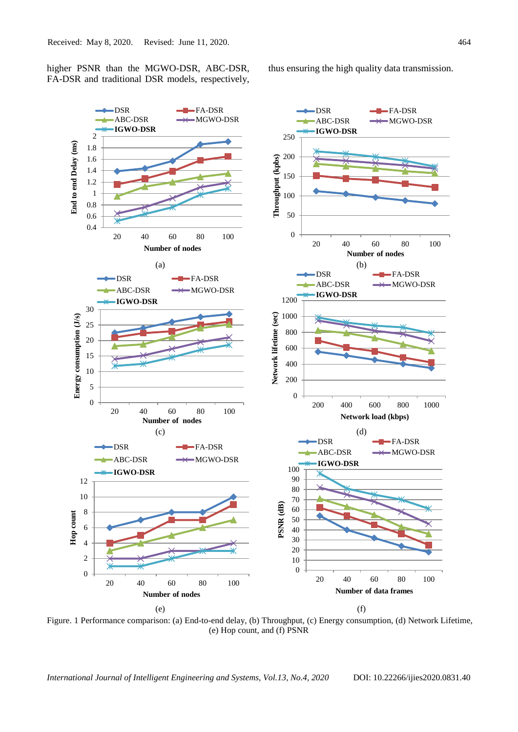higher PSNR than the MGWO-DSR, ABC-DSR, FA-DSR and traditional DSR models, respectively, thus ensuring the high quality data transmission.

Figure. 1 Performance comparison: (a) End-to-end delay, (b) Throughput, (c) Energy consumption, (d) Network Lifetime, (e) Hop count, and (f) PSNR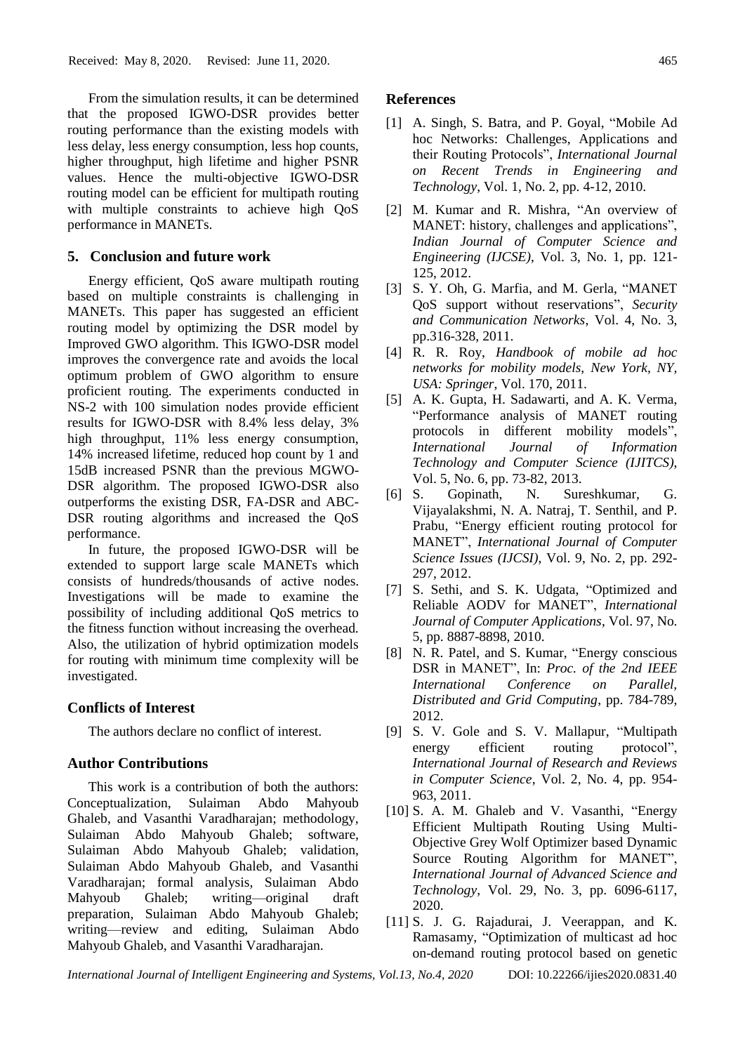From the simulation results, it can be determined that the proposed IGWO-DSR provides better routing performance than the existing models with less delay, less energy consumption, less hop counts, higher throughput, high lifetime and higher PSNR values. Hence the multi-objective IGWO-DSR routing model can be efficient for multipath routing with multiple constraints to achieve high QoS performance in MANETs.

## 5. Conclusion and future work

Energy efficient, QoS aware multipath routing based on multiple constraints is challenging in MANETs. This paper has suggested an efficient routing model by optimizing the DSR model by Improved GWO algorithm. This IGWO-DSR model improves the convergence rate and avoids the local optimum problem of GWO algorithm to ensure proficient routing. The experiments conducted in NS-2 with 100 simulation nodes provide efficient results for IGWO-DSR with 8.4% less delay, 3% high throughput, 11% less energy consumption, 14% increased lifetime, reduced hop count by 1 and 15dB increased PSNR than the previous MGWO-DSR algorithm. The proposed IGWO-DSR also outperforms the existing DSR, FA-DSR and ABC-DSR routing algorithms and increased the QoS performance.

In future, the proposed IGWO-DSR will be extended to support large scale MANETs which consists of hundreds/thousands of active nodes. Investigations will be made to examine the possibility of including additional QoS metrics to the fitness function without increasing the overhead. Also, the utilization of hybrid optimization models for routing with minimum time complexity will be investigated.

## Conflicts of Interest

The authors declare no conflict of interest.

## Author Contributions

This work is a contribution of both the authors: Conceptualization, Sulaiman Abdo Mahyoub Ghaleb, and Vasanthi Varadharajan; methodology, Sulaiman Abdo Mahyoub Ghaleb; software, Sulaiman Abdo Mahyoub Ghaleb; validation, Sulaiman Abdo Mahyoub Ghaleb, and Vasanthi Varadharajan; formal analysis, Sulaiman Abdo Mahyoub Ghaleb; writing—original draft preparation, Sulaiman Abdo Mahyoub Ghaleb; writing—review and editing, Sulaiman Abdo Mahyoub Ghaleb, and Vasanthi Varadharajan.

## References

[1] A. Singh, S. Batra, and P. Goyal, "Mobile Ad hoc Networks: Challenges, Applications and their Routing Protocols", *International Journal on Recent Trends in Engineering and Technology*, Vol. 1, No. 2, pp. 4-12, 2010.

[2] M. Kumar and R. Mishra, "An overview of MANET: history, challenges and applications", *Indian Journal of Computer Science and Engineering (IJCSE)*, Vol. 3, No. 1, pp. 121-125, 2012.

[3] S. Y. Oh, G. Marfia, and M. Gerla, "MANET QoS support without reservations", *Security and Communication Networks*, Vol. 4, No. 3, pp.316-328, 2011.

[4] R. R. Roy, *Handbook of mobile ad hoc networks for mobility models, New York, NY, USA: Springer*, Vol. 170, 2011.

[5] A. K. Gupta, H. Sadawarti, and A. K. Verma, "Performance analysis of MANET routing protocols in different mobility models", *International Journal of Information Technology and Computer Science (IJITCS)*, Vol. 5, No. 6, pp. 73-82, 2013.

[6] S. Gopinath, N. Sureshkumar, G. Vijayalakshmi, N. A. Natraj, T. Senthil, and P. Prabu, "Energy efficient routing protocol for MANET", *International Journal of Computer Science Issues (IJCSI)*, Vol. 9, No. 2, pp. 292-297, 2012.

[7] S. Sethi, and S. K. Udgata, "Optimized and Reliable AODV for MANET", *International Journal of Computer Applications*, Vol. 97, No. 5, pp. 8887-8898, 2010.

[8] N. R. Patel, and S. Kumar, "Energy conscious DSR in MANET", In: *Proc. of the 2nd IEEE International Conference on Parallel, Distributed and Grid Computing*, pp. 784-789, 2012.

[9] S. V. Gole and S. V. Mallapur, "Multipath energy efficient routing protocol", *International Journal of Research and Reviews in Computer Science*, Vol. 2, No. 4, pp. 954-963, 2011.

[10] S. A. M. Ghaleb and V. Vasanthi, "Energy Efficient Multipath Routing Using Multi-Objective Grey Wolf Optimizer based Dynamic Source Routing Algorithm for MANET", *International Journal of Advanced Science and Technology*, Vol. 29, No. 3, pp. 6096-6117, 2020.

[11] S. J. G. Rajadurai, J. Veerappan, and K. Ramasamy, "Optimization of multicast ad hoc on-demand routing protocol based on genetic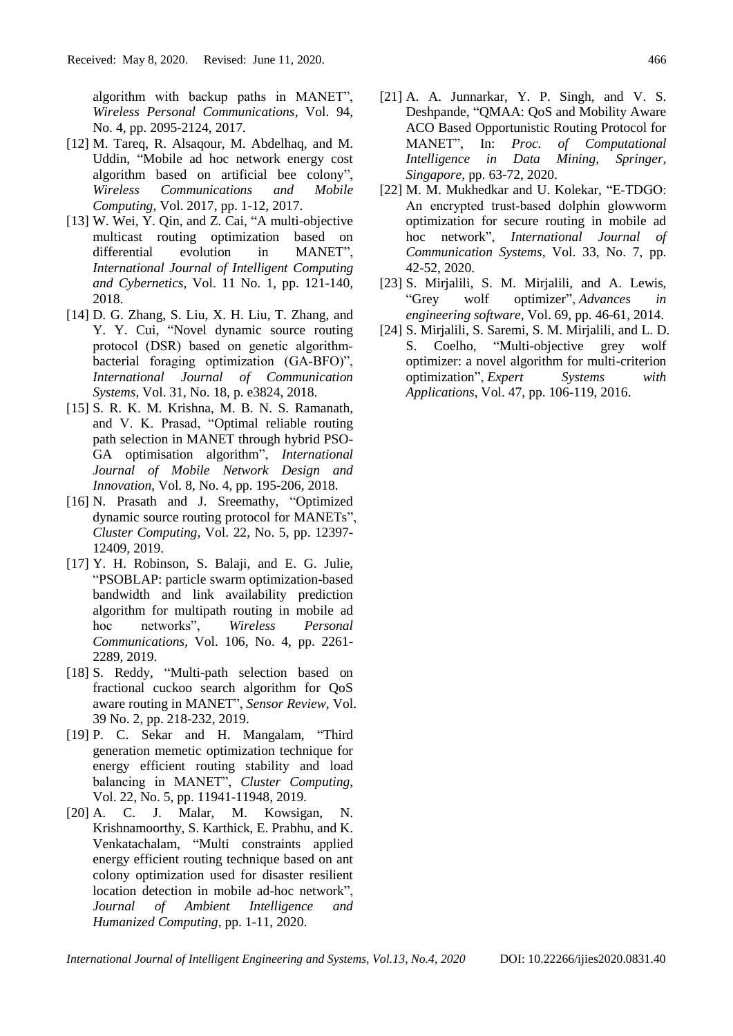algorithm with backup paths in MANET", *Wireless Personal Communications*, Vol. 94, No. 4, pp. 2095-2124, 2017.

[12] M. Tareq, R. Alsaqour, M. Abdelhaq, and M. Uddin, "Mobile ad hoc network energy cost algorithm based on artificial bee colony", *Wireless Communications and Mobile Computing*, Vol. 2017, pp. 1-12, 2017.

[13] W. Wei, Y. Qin, and Z. Cai, "A multi-objective multicast routing optimization based on differential evolution in MANET", *International Journal of Intelligent Computing and Cybernetics*, Vol. 11 No. 1, pp. 121-140, 2018.

[14] D. G. Zhang, S. Liu, X. H. Liu, T. Zhang, and Y. Y. Cui, "Novel dynamic source routing protocol (DSR) based on genetic algorithm-bacterial foraging optimization (GA-BFO)", *International Journal of Communication Systems*, Vol. 31, No. 18, p. e3824, 2018.

[15] S. R. K. M. Krishna, M. B. N. S. Ramanath, and V. K. Prasad, "Optimal reliable routing path selection in MANET through hybrid PSO-GA optimisation algorithm", *International Journal of Mobile Network Design and Innovation*, Vol. 8, No. 4, pp. 195-206, 2018.

[16] N. Prasath and J. Sreemathy, "Optimized dynamic source routing protocol for MANETs", *Cluster Computing*, Vol. 22, No. 5, pp. 12397-12409, 2019.

[17] Y. H. Robinson, S. Balaji, and E. G. Julie, "PSOBLAP: particle swarm optimization-based bandwidth and link availability prediction algorithm for multipath routing in mobile ad hoc networks", *Wireless Personal Communications*, Vol. 106, No. 4, pp. 2261-2289, 2019.

[18] S. Reddy, "Multi-path selection based on fractional cuckoo search algorithm for QoS aware routing in MANET", *Sensor Review*, Vol. 39 No. 2, pp. 218-232, 2019.

[19] P. C. Sekar and H. Mangalam, "Third generation memetic optimization technique for energy efficient routing stability and load balancing in MANET", *Cluster Computing*, Vol. 22, No. 5, pp. 11941-11948, 2019.

[20] A. C. J. Malar, M. Kowsigan, N. Krishnamoorthy, S. Karthick, E. Prabhu, and K. Venkatachalam, "Multi constraints applied energy efficient routing technique based on ant colony optimization used for disaster resilient location detection in mobile ad-hoc network", *Journal of Ambient Intelligence and Humanized Computing*, pp. 1-11, 2020.

[21] A. A. Junnarkar, Y. P. Singh, and V. S. Deshpande, "QMAA: QoS and Mobility Aware ACO Based Opportunistic Routing Protocol for MANET", In: *Proc. of Computational Intelligence in Data Mining, Springer, Singapore*, pp. 63-72, 2020.

[22] M. M. Mukhedkar and U. Kolekar, "E-TDGO: An encrypted trust-based dolphin glowworm optimization for secure routing in mobile ad hoc network", *International Journal of Communication Systems*, Vol. 33, No. 7, pp. 42-52, 2020.

[23] S. Mirjalili, S. M. Mirjalili, and A. Lewis, "Grey wolf optimizer", *Advances in engineering software*, Vol. 69, pp. 46-61, 2014.

[24] S. Mirjalili, S. Saremi, S. M. Mirjalili, and L. D. S. Coelho, "Multi-objective grey wolf optimizer: a novel algorithm for multi-criterion optimization", *Expert Systems with Applications*, Vol. 47, pp. 106-119, 2016.